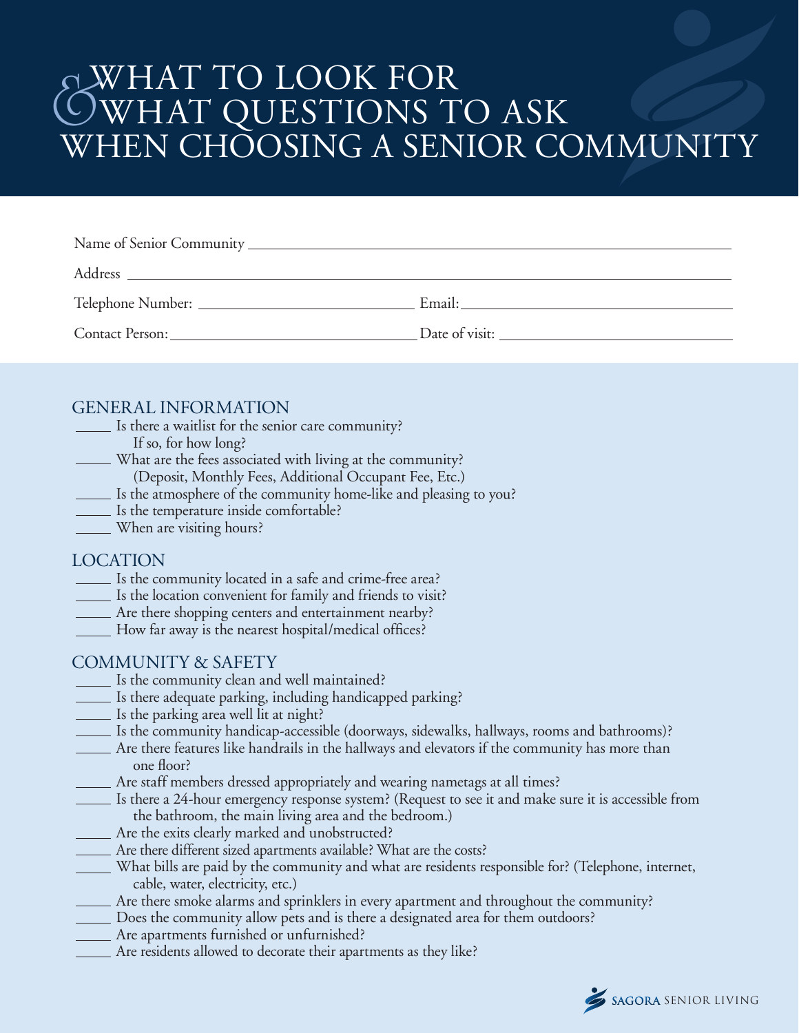# & WHAT TO LOOK FOR WHAT QUESTIONS TO ASK WHEN CHOOSING A SENIOR COMMUNITY

Name of Senior Community ______________________________

Address ______________________________

Telephone Number: ______________ Email: ______________

Contact Person: ______________ Date of visit: ______________

## GENERAL INFORMATION

- _____ Is there a waitlist for the senior care community?
  If so, for how long?
- _____ What are the fees associated with living at the community?
  (Deposit, Monthly Fees, Additional Occupant Fee, Etc.)
- _____ Is the atmosphere of the community home-like and pleasing to you?
- _____ Is the temperature inside comfortable?
- _____ When are visiting hours?

## LOCATION

- _____ Is the community located in a safe and crime-free area?
- _____ Is the location convenient for family and friends to visit?
- _____ Are there shopping centers and entertainment nearby?
- _____ How far away is the nearest hospital/medical offices?

## COMMUNITY & SAFETY

- _____ Is the community clean and well maintained?
- _____ Is there adequate parking, including handicapped parking?
- _____ Is the parking area well lit at night?
- _____ Is the community handicap-accessible (doorways, sidewalks, hallways, rooms and bathrooms)?
- _____ Are there features like handrails in the hallways and elevators if the community has more than one floor?
- _____ Are staff members dressed appropriately and wearing nametags at all times?
- _____ Is there a 24-hour emergency response system? (Request to see it and make sure it is accessible from the bathroom, the main living area and the bedroom.)
- _____ Are the exits clearly marked and unobstructed?
- _____ Are there different sized apartments available? What are the costs?
- _____ What bills are paid by the community and what are residents responsible for? (Telephone, internet, cable, water, electricity, etc.)
- _____ Are there smoke alarms and sprinklers in every apartment and throughout the community?
- _____ Does the community allow pets and is there a designated area for them outdoors?
- _____ Are apartments furnished or unfurnished?
- _____ Are residents allowed to decorate their apartments as they like?

SAGORA SENIOR LIVING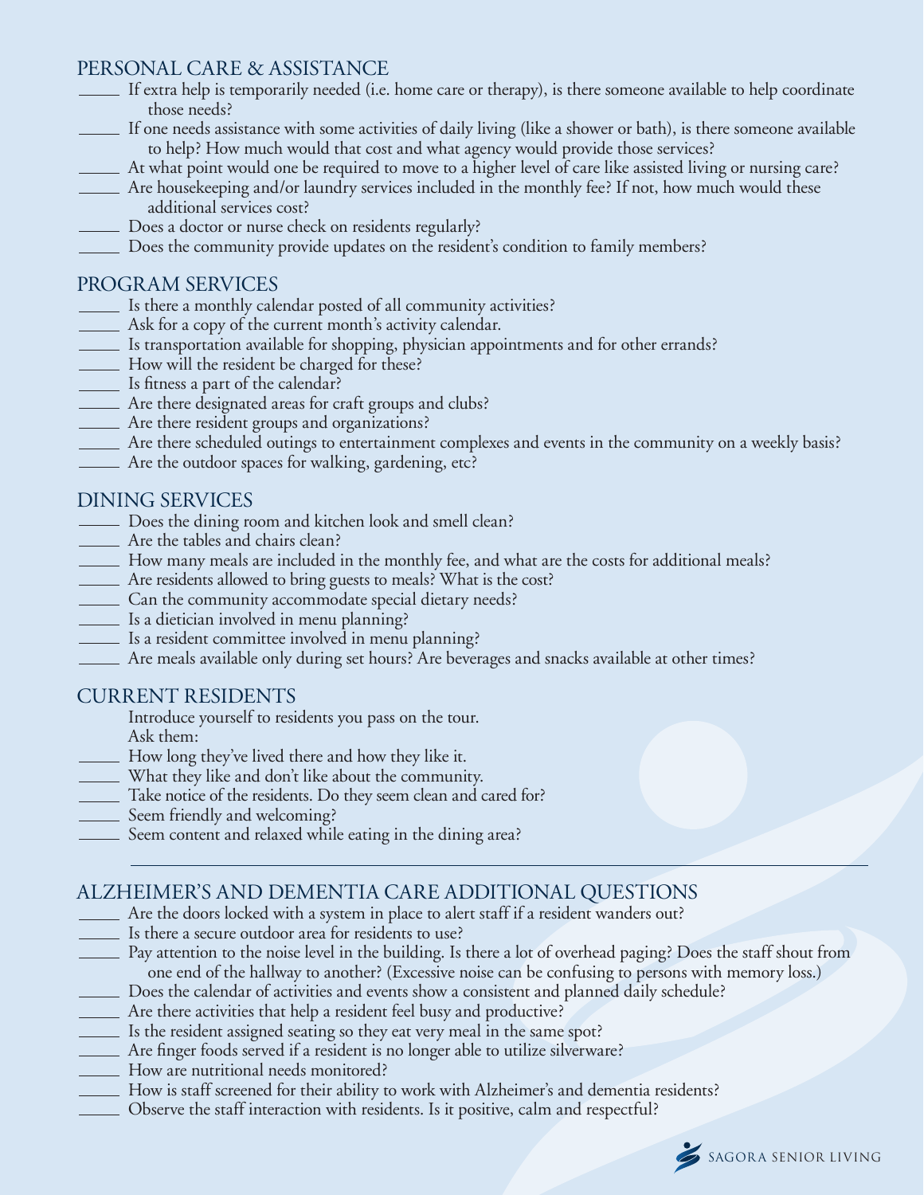## PERSONAL CARE & ASSISTANCE

- ____ If extra help is temporarily needed (i.e. home care or therapy), is there someone available to help coordinate those needs?
- ____ If one needs assistance with some activities of daily living (like a shower or bath), is there someone available to help? How much would that cost and what agency would provide those services?
- ____ At what point would one be required to move to a higher level of care like assisted living or nursing care?
- ____ Are housekeeping and/or laundry services included in the monthly fee? If not, how much would these additional services cost?
- ____ Does a doctor or nurse check on residents regularly?
- ____ Does the community provide updates on the resident's condition to family members?

## PROGRAM SERVICES

- ____ Is there a monthly calendar posted of all community activities?
- ____ Ask for a copy of the current month's activity calendar.
- ____ Is transportation available for shopping, physician appointments and for other errands?
- ____ How will the resident be charged for these?
- ____ Is fitness a part of the calendar?
- ____ Are there designated areas for craft groups and clubs?
- ____ Are there resident groups and organizations?
- ____ Are there scheduled outings to entertainment complexes and events in the community on a weekly basis?
- ____ Are the outdoor spaces for walking, gardening, etc?

## DINING SERVICES

- ____ Does the dining room and kitchen look and smell clean?
- ____ Are the tables and chairs clean?
- ____ How many meals are included in the monthly fee, and what are the costs for additional meals?
- ____ Are residents allowed to bring guests to meals? What is the cost?
- ____ Can the community accommodate special dietary needs?
- ____ Is a dietician involved in menu planning?
- ____ Is a resident committee involved in menu planning?
- ____ Are meals available only during set hours? Are beverages and snacks available at other times?

## CURRENT RESIDENTS

Introduce yourself to residents you pass on the tour.
Ask them:

- ____ How long they've lived there and how they like it.
- ____ What they like and don't like about the community.
- ____ Take notice of the residents. Do they seem clean and cared for?
- ____ Seem friendly and welcoming?
- ____ Seem content and relaxed while eating in the dining area?

---

## ALZHEIMER'S AND DEMENTIA CARE ADDITIONAL QUESTIONS

- ____ Are the doors locked with a system in place to alert staff if a resident wanders out?
- ____ Is there a secure outdoor area for residents to use?
- ____ Pay attention to the noise level in the building. Is there a lot of overhead paging? Does the staff shout from one end of the hallway to another? (Excessive noise can be confusing to persons with memory loss.)
- ____ Does the calendar of activities and events show a consistent and planned daily schedule?
- ____ Are there activities that help a resident feel busy and productive?
- ____ Is the resident assigned seating so they eat very meal in the same spot?
- ____ Are finger foods served if a resident is no longer able to utilize silverware?
- ____ How are nutritional needs monitored?
- ____ How is staff screened for their ability to work with Alzheimer's and dementia residents?
- ____ Observe the staff interaction with residents. Is it positive, calm and respectful?

SAGORA SENIOR LIVING